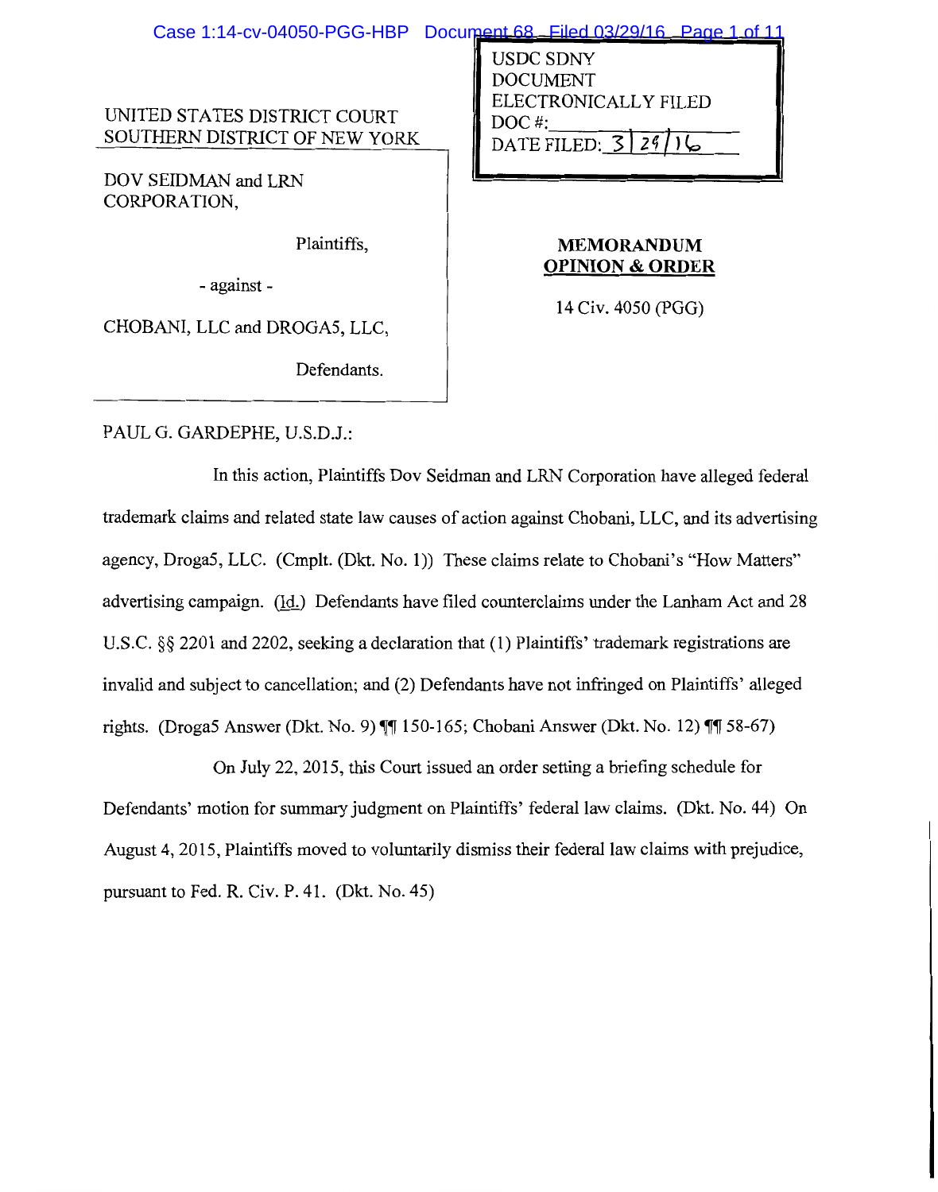UNITED STATES DISTRICT COURT
SOUTHERN DISTRICT OF NEW YORK

USDC SDNY
DOCUMENT
ELECTRONICALLY FILED
DOC #:
DATE FILED: 3/29/16

DOV SEIDMAN and LRN CORPORATION,

Plaintiffs,

- against -

CHOBANI, LLC and DROGA5, LLC,

Defendants.

**MEMORANDUM OPINION & ORDER**

14 Civ. 4050 (PGG)

PAUL G. GARDEPHE, U.S.D.J.:

In this action, Plaintiffs Dov Seidman and LRN Corporation have alleged federal trademark claims and related state law causes of action against Chobani, LLC, and its advertising agency, Droga5, LLC. (Cmplt. (Dkt. No. 1)) These claims relate to Chobani's "How Matters" advertising campaign. (Id.) Defendants have filed counterclaims under the Lanham Act and 28 U.S.C. §§ 2201 and 2202, seeking a declaration that (1) Plaintiffs' trademark registrations are invalid and subject to cancellation; and (2) Defendants have not infringed on Plaintiffs' alleged rights. (Droga5 Answer (Dkt. No. 9) ¶¶ 150-165; Chobani Answer (Dkt. No. 12) ¶¶ 58-67)

On July 22, 2015, this Court issued an order setting a briefing schedule for Defendants' motion for summary judgment on Plaintiffs' federal law claims. (Dkt. No. 44) On August 4, 2015, Plaintiffs moved to voluntarily dismiss their federal law claims with prejudice, pursuant to Fed. R. Civ. P. 41. (Dkt. No. 45)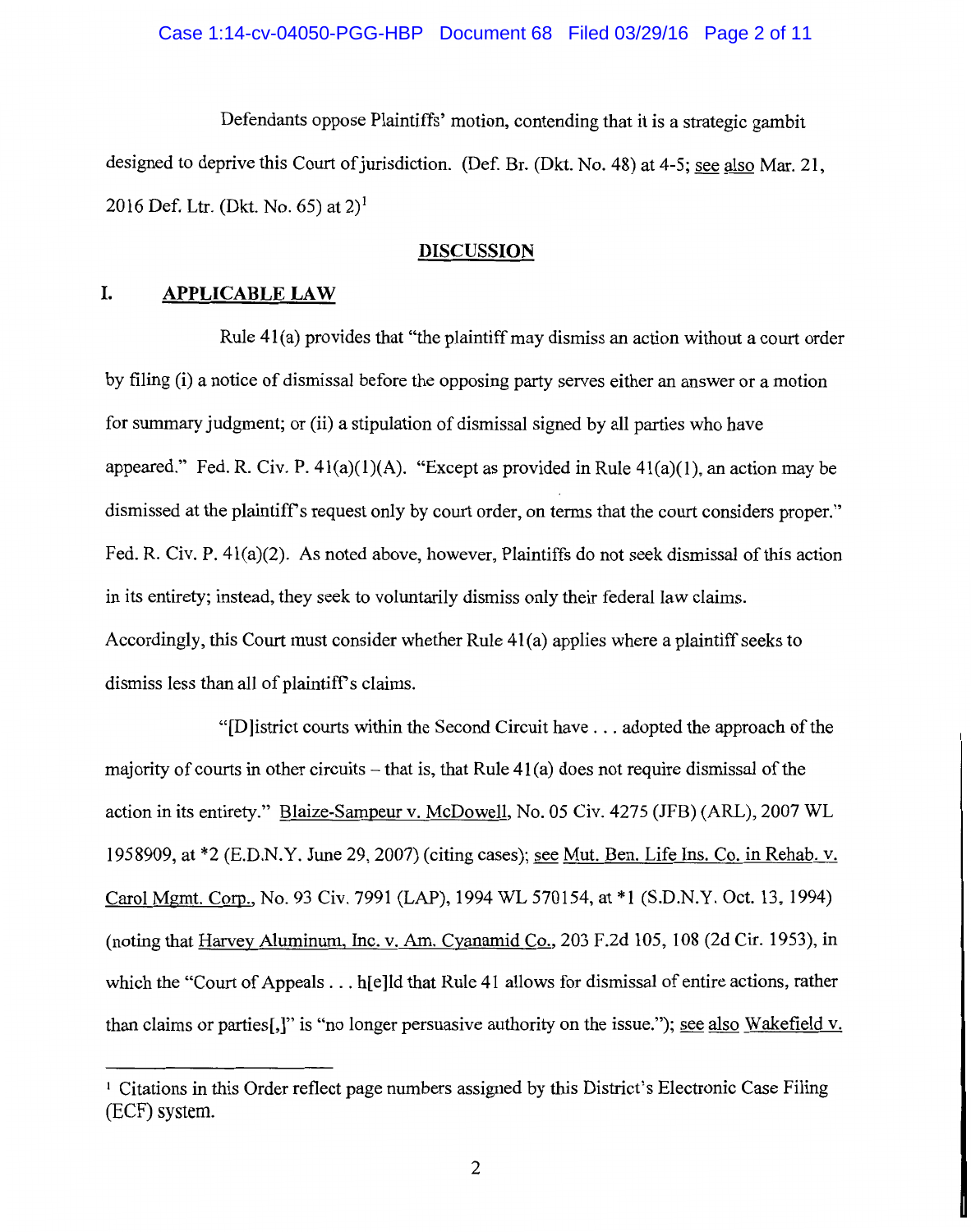Defendants oppose Plaintiffs' motion, contending that it is a strategic gambit designed to deprive this Court of jurisdiction. (Def. Br. (Dkt. No. 48) at 4-5; see also Mar. 21, 2016 Def. Ltr. (Dkt. No. 65) at 2)[1]

## DISCUSSION

### I. APPLICABLE LAW

Rule 41(a) provides that "the plaintiff may dismiss an action without a court order by filing (i) a notice of dismissal before the opposing party serves either an answer or a motion for summary judgment; or (ii) a stipulation of dismissal signed by all parties who have appeared." Fed. R. Civ. P. 41(a)(1)(A). "Except as provided in Rule 41(a)(1), an action may be dismissed at the plaintiff's request only by court order, on terms that the court considers proper." Fed. R. Civ. P. 41(a)(2). As noted above, however, Plaintiffs do not seek dismissal of this action in its entirety; instead, they seek to voluntarily dismiss only their federal law claims. Accordingly, this Court must consider whether Rule 41(a) applies where a plaintiff seeks to dismiss less than all of plaintiff's claims.

"[D]istrict courts within the Second Circuit have . . . adopted the approach of the majority of courts in other circuits – that is, that Rule 41(a) does not require dismissal of the action in its entirety." Blaize-Sampeur v. McDowell, No. 05 Civ. 4275 (JFB) (ARL), 2007 WL 1958909, at *2 (E.D.N.Y. June 29, 2007) (citing cases); see Mut. Ben. Life Ins. Co. in Rehab. v. Carol Mgmt. Corp., No. 93 Civ. 7991 (LAP), 1994 WL 570154, at *1 (S.D.N.Y. Oct. 13, 1994) (noting that Harvey Aluminum, Inc. v. Am. Cyanamid Co., 203 F.2d 105, 108 (2d Cir. 1953), in which the "Court of Appeals . . . h[e]ld that Rule 41 allows for dismissal of entire actions, rather than claims or parties[,]" is "no longer persuasive authority on the issue."); see also Wakefield v.

---

[1] Citations in this Order reflect page numbers assigned by this District's Electronic Case Filing (ECF) system.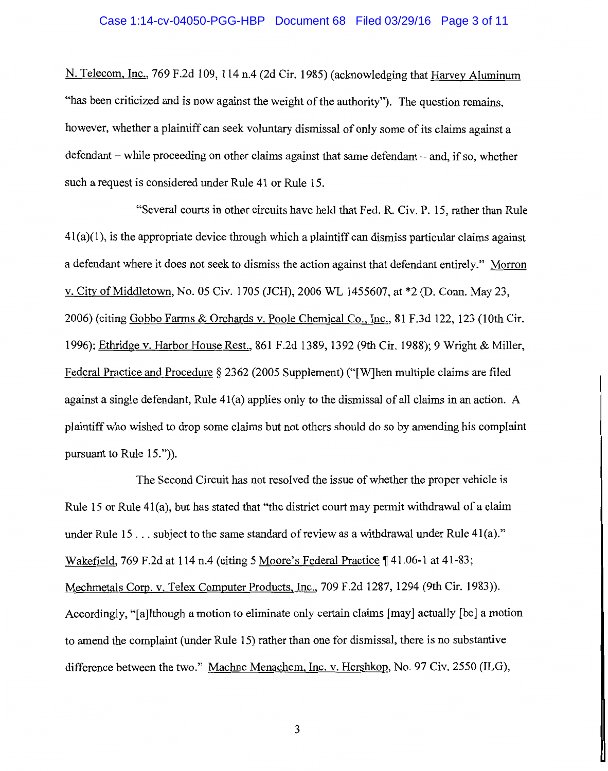N. Telecom, Inc., 769 F.2d 109, 114 n.4 (2d Cir. 1985) (acknowledging that Harvey Aluminum "has been criticized and is now against the weight of the authority"). The question remains, however, whether a plaintiff can seek voluntary dismissal of only some of its claims against a defendant – while proceeding on other claims against that same defendant – and, if so, whether such a request is considered under Rule 41 or Rule 15.

"Several courts in other circuits have held that Fed. R. Civ. P. 15, rather than Rule 41(a)(1), is the appropriate device through which a plaintiff can dismiss particular claims against a defendant where it does not seek to dismiss the action against that defendant entirely." Morron v. City of Middletown, No. 05 Civ. 1705 (JCH), 2006 WL 1455607, at *2 (D. Conn. May 23, 2006) (citing Gobbo Farms & Orchards v. Poole Chemical Co., Inc., 81 F.3d 122, 123 (10th Cir. 1996); Ethridge v. Harbor House Rest., 861 F.2d 1389, 1392 (9th Cir. 1988); 9 Wright & Miller, Federal Practice and Procedure § 2362 (2005 Supplement) ("[W]hen multiple claims are filed against a single defendant, Rule 41(a) applies only to the dismissal of all claims in an action. A plaintiff who wished to drop some claims but not others should do so by amending his complaint pursuant to Rule 15.")).

The Second Circuit has not resolved the issue of whether the proper vehicle is Rule 15 or Rule 41(a), but has stated that "the district court may permit withdrawal of a claim under Rule 15 . . . subject to the same standard of review as a withdrawal under Rule 41(a)." Wakefield, 769 F.2d at 114 n.4 (citing 5 Moore's Federal Practice ¶ 41.06-1 at 41-83; Mechmetals Corp. v. Telex Computer Products, Inc., 709 F.2d 1287, 1294 (9th Cir. 1983)). Accordingly, "[a]lthough a motion to eliminate only certain claims [may] actually [be] a motion to amend the complaint (under Rule 15) rather than one for dismissal, there is no substantive difference between the two." Machne Menachem, Inc. v. Hershkop, No. 97 Civ. 2550 (ILG),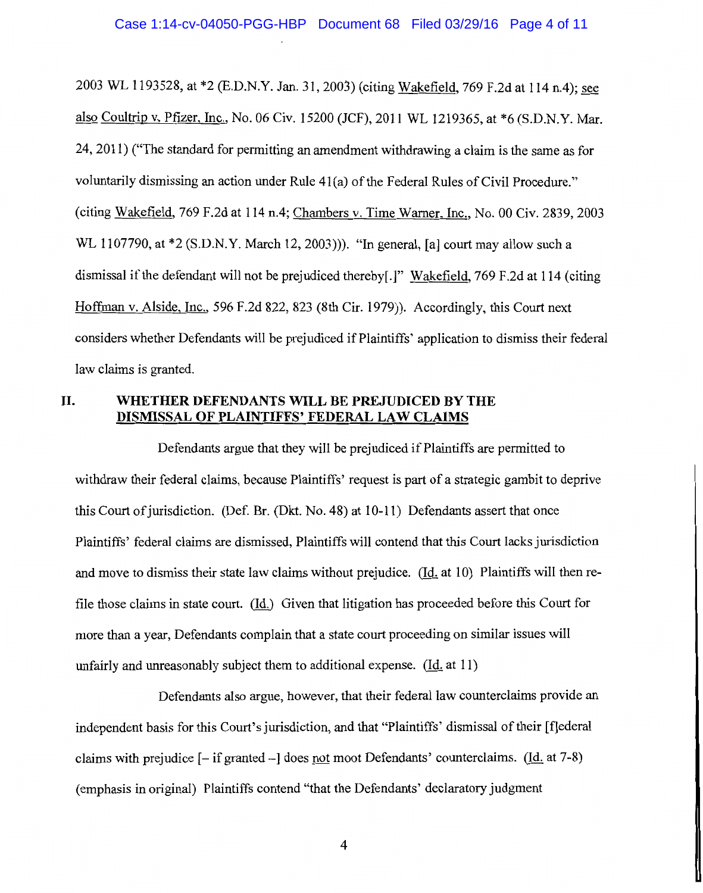2003 WL 1193528, at *2 (E.D.N.Y. Jan. 31, 2003) (citing Wakefield, 769 F.2d at 114 n.4); see also Coultrip v. Pfizer, Inc., No. 06 Civ. 15200 (JCF), 2011 WL 1219365, at *6 (S.D.N.Y. Mar. 24, 2011) ("The standard for permitting an amendment withdrawing a claim is the same as for voluntarily dismissing an action under Rule 41(a) of the Federal Rules of Civil Procedure." (citing Wakefield, 769 F.2d at 114 n.4; Chambers v. Time Warner, Inc., No. 00 Civ. 2839, 2003 WL 1107790, at *2 (S.D.N.Y. March 12, 2003))). "In general, [a] court may allow such a dismissal if the defendant will not be prejudiced thereby[.]" Wakefield, 769 F.2d at 114 (citing Hoffman v. Alside, Inc., 596 F.2d 822, 823 (8th Cir. 1979)). Accordingly, this Court next considers whether Defendants will be prejudiced if Plaintiffs' application to dismiss their federal law claims is granted.

## II. WHETHER DEFENDANTS WILL BE PREJUDICED BY THE DISMISSAL OF PLAINTIFFS' FEDERAL LAW CLAIMS

Defendants argue that they will be prejudiced if Plaintiffs are permitted to withdraw their federal claims, because Plaintiffs' request is part of a strategic gambit to deprive this Court of jurisdiction. (Def. Br. (Dkt. No. 48) at 10-11) Defendants assert that once Plaintiffs' federal claims are dismissed, Plaintiffs will contend that this Court lacks jurisdiction and move to dismiss their state law claims without prejudice. (Id. at 10) Plaintiffs will then re-file those claims in state court. (Id.) Given that litigation has proceeded before this Court for more than a year, Defendants complain that a state court proceeding on similar issues will unfairly and unreasonably subject them to additional expense. (Id. at 11)

Defendants also argue, however, that their federal law counterclaims provide an independent basis for this Court's jurisdiction, and that "Plaintiffs' dismissal of their [f]ederal claims with prejudice [– if granted –] does not moot Defendants' counterclaims. (Id. at 7-8) (emphasis in original) Plaintiffs contend "that the Defendants' declaratory judgment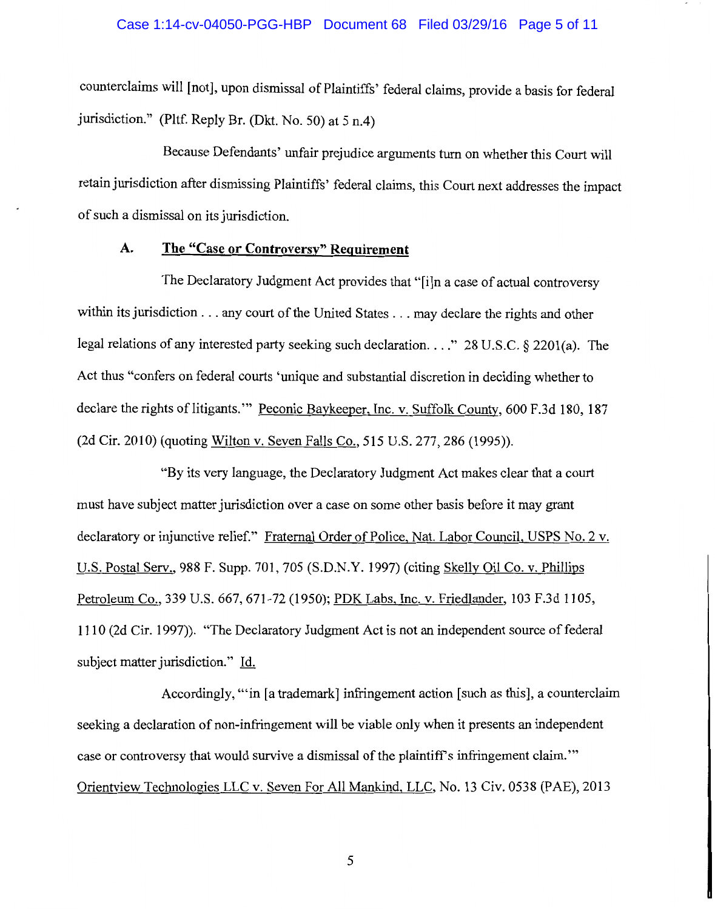counterclaims will [not], upon dismissal of Plaintiffs' federal claims, provide a basis for federal jurisdiction." (Pltf. Reply Br. (Dkt. No. 50) at 5 n.4)

Because Defendants' unfair prejudice arguments turn on whether this Court will retain jurisdiction after dismissing Plaintiffs' federal claims, this Court next addresses the impact of such a dismissal on its jurisdiction.

### A. The "Case or Controversy" Requirement

The Declaratory Judgment Act provides that "[i]n a case of actual controversy within its jurisdiction . . . any court of the United States . . . may declare the rights and other legal relations of any interested party seeking such declaration. . . ." 28 U.S.C. § 2201(a). The Act thus "confers on federal courts 'unique and substantial discretion in deciding whether to declare the rights of litigants.'" Peconic Baykeeper, Inc. v. Suffolk County, 600 F.3d 180, 187 (2d Cir. 2010) (quoting Wilton v. Seven Falls Co., 515 U.S. 277, 286 (1995)).

"By its very language, the Declaratory Judgment Act makes clear that a court must have subject matter jurisdiction over a case on some other basis before it may grant declaratory or injunctive relief." Fraternal Order of Police, Nat. Labor Council, USPS No. 2 v. U.S. Postal Serv., 988 F. Supp. 701, 705 (S.D.N.Y. 1997) (citing Skelly Oil Co. v. Phillips Petroleum Co., 339 U.S. 667, 671-72 (1950); PDK Labs, Inc. v. Friedlander, 103 F.3d 1105, 1110 (2d Cir. 1997)). "The Declaratory Judgment Act is not an independent source of federal subject matter jurisdiction." Id.

Accordingly, "'in [a trademark] infringement action [such as this], a counterclaim seeking a declaration of non-infringement will be viable only when it presents an independent case or controversy that would survive a dismissal of the plaintiff's infringement claim.'" Orientview Technologies LLC v. Seven For All Mankind, LLC, No. 13 Civ. 0538 (PAE), 2013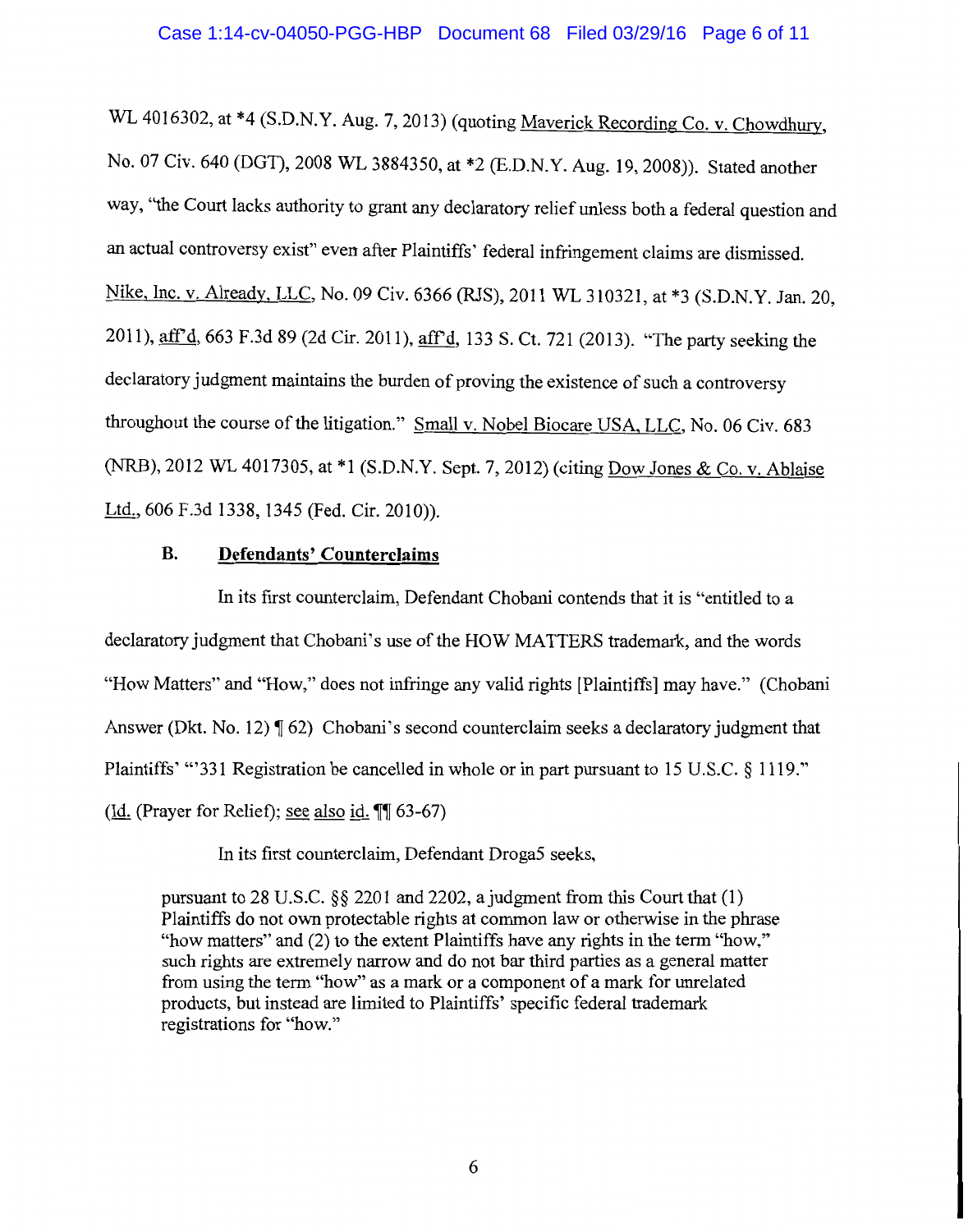WL 4016302, at *4 (S.D.N.Y. Aug. 7, 2013) (quoting Maverick Recording Co. v. Chowdhury, No. 07 Civ. 640 (DGT), 2008 WL 3884350, at *2 (E.D.N.Y. Aug. 19, 2008)). Stated another way, "the Court lacks authority to grant any declaratory relief unless both a federal question and an actual controversy exist" even after Plaintiffs' federal infringement claims are dismissed. Nike, Inc. v. Already, LLC, No. 09 Civ. 6366 (RJS), 2011 WL 310321, at *3 (S.D.N.Y. Jan. 20, 2011), aff'd, 663 F.3d 89 (2d Cir. 2011), aff'd, 133 S. Ct. 721 (2013). "The party seeking the declaratory judgment maintains the burden of proving the existence of such a controversy throughout the course of the litigation." Small v. Nobel Biocare USA, LLC, No. 06 Civ. 683 (NRB), 2012 WL 4017305, at *1 (S.D.N.Y. Sept. 7, 2012) (citing Dow Jones & Co. v. Ablaise Ltd., 606 F.3d 1338, 1345 (Fed. Cir. 2010)).

## B. Defendants' Counterclaims

In its first counterclaim, Defendant Chobani contends that it is "entitled to a declaratory judgment that Chobani's use of the HOW MATTERS trademark, and the words "How Matters" and "How," does not infringe any valid rights [Plaintiffs] may have." (Chobani Answer (Dkt. No. 12) ¶ 62) Chobani's second counterclaim seeks a declaratory judgment that Plaintiffs' "'331 Registration be cancelled in whole or in part pursuant to 15 U.S.C. § 1119." (Id. (Prayer for Relief); see also id. ¶¶ 63-67)

In its first counterclaim, Defendant Droga5 seeks,

> pursuant to 28 U.S.C. §§ 2201 and 2202, a judgment from this Court that (1) Plaintiffs do not own protectable rights at common law or otherwise in the phrase "how matters" and (2) to the extent Plaintiffs have any rights in the term "how," such rights are extremely narrow and do not bar third parties as a general matter from using the term "how" as a mark or a component of a mark for unrelated products, but instead are limited to Plaintiffs' specific federal trademark registrations for "how."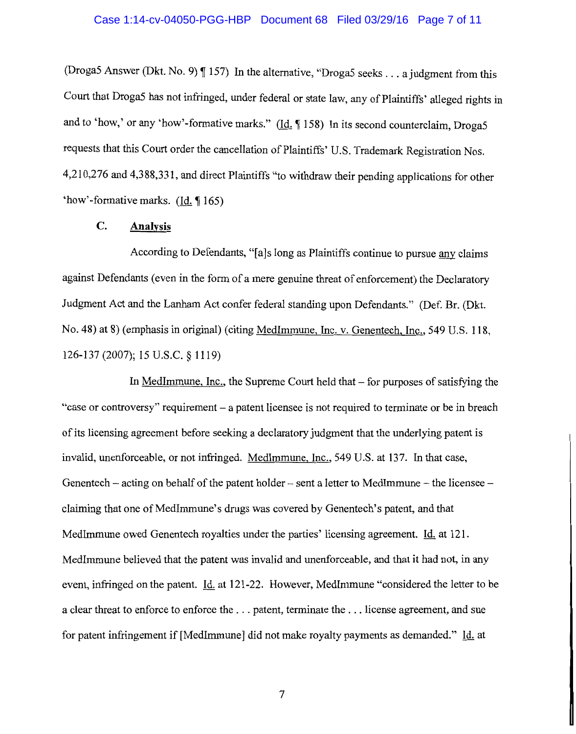(Droga5 Answer (Dkt. No. 9) ¶ 157) In the alternative, "Droga5 seeks . . . a judgment from this Court that Droga5 has not infringed, under federal or state law, any of Plaintiffs' alleged rights in and to 'how,' or any 'how'-formative marks." (Id. ¶ 158) In its second counterclaim, Droga5 requests that this Court order the cancellation of Plaintiffs' U.S. Trademark Registration Nos. 4,210,276 and 4,388,331, and direct Plaintiffs "to withdraw their pending applications for other 'how'-formative marks. (Id. ¶ 165)

### C. Analysis

According to Defendants, "[a]s long as Plaintiffs continue to pursue any claims against Defendants (even in the form of a mere genuine threat of enforcement) the Declaratory Judgment Act and the Lanham Act confer federal standing upon Defendants." (Def. Br. (Dkt. No. 48) at 8) (emphasis in original) (citing MedImmune, Inc. v. Genentech, Inc., 549 U.S. 118, 126-137 (2007); 15 U.S.C. § 1119)

In MedImmune, Inc., the Supreme Court held that – for purposes of satisfying the "case or controversy" requirement – a patent licensee is not required to terminate or be in breach of its licensing agreement before seeking a declaratory judgment that the underlying patent is invalid, unenforceable, or not infringed. MedImmune, Inc., 549 U.S. at 137. In that case, Genentech – acting on behalf of the patent holder – sent a letter to MedImmune – the licensee – claiming that one of MedImmune's drugs was covered by Genentech's patent, and that MedImmune owed Genentech royalties under the parties' licensing agreement. Id. at 121. MedImmune believed that the patent was invalid and unenforceable, and that it had not, in any event, infringed on the patent. Id. at 121-22. However, MedImmune "considered the letter to be a clear threat to enforce to enforce the . . . patent, terminate the . . . license agreement, and sue for patent infringement if [MedImmune] did not make royalty payments as demanded." Id. at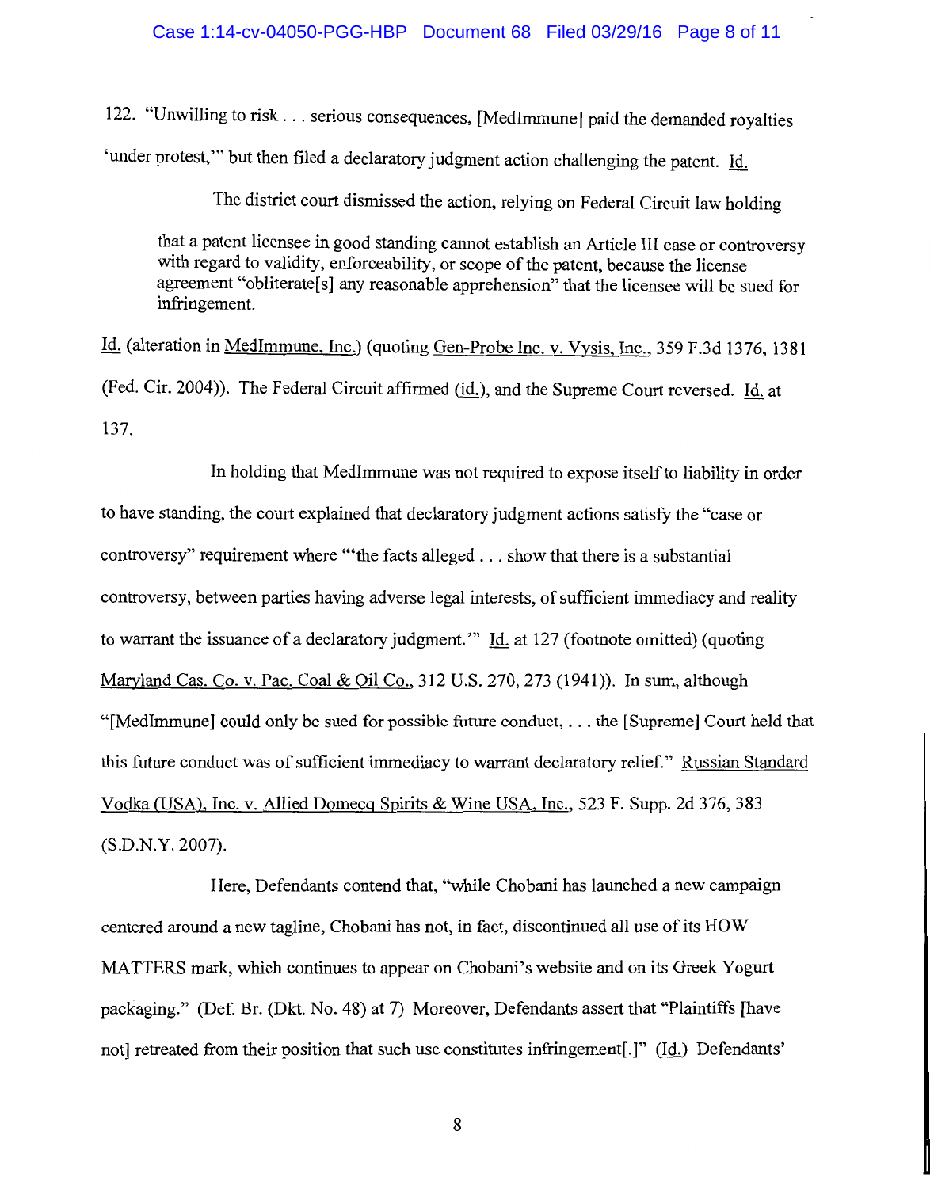122. "Unwilling to risk . . . serious consequences, [MedImmune] paid the demanded royalties 'under protest,'" but then filed a declaratory judgment action challenging the patent. Id.

> The district court dismissed the action, relying on Federal Circuit law holding that a patent licensee in good standing cannot establish an Article III case or controversy with regard to validity, enforceability, or scope of the patent, because the license agreement "obliterate[s] any reasonable apprehension" that the licensee will be sued for infringement.

Id. (alteration in MedImmune, Inc.) (quoting Gen-Probe Inc. v. Vysis, Inc., 359 F.3d 1376, 1381 (Fed. Cir. 2004)). The Federal Circuit affirmed (id.), and the Supreme Court reversed. Id. at 137.

In holding that MedImmune was not required to expose itself to liability in order to have standing, the court explained that declaratory judgment actions satisfy the "case or controversy" requirement where "'the facts alleged . . . show that there is a substantial controversy, between parties having adverse legal interests, of sufficient immediacy and reality to warrant the issuance of a declaratory judgment.'" Id. at 127 (footnote omitted) (quoting Maryland Cas. Co. v. Pac. Coal & Oil Co., 312 U.S. 270, 273 (1941)). In sum, although "[MedImmune] could only be sued for possible future conduct, . . . the [Supreme] Court held that this future conduct was of sufficient immediacy to warrant declaratory relief." Russian Standard Vodka (USA), Inc. v. Allied Domecq Spirits & Wine USA, Inc., 523 F. Supp. 2d 376, 383 (S.D.N.Y. 2007).

Here, Defendants contend that, "while Chobani has launched a new campaign centered around a new tagline, Chobani has not, in fact, discontinued all use of its HOW MATTERS mark, which continues to appear on Chobani's website and on its Greek Yogurt packaging." (Def. Br. (Dkt. No. 48) at 7) Moreover, Defendants assert that "Plaintiffs [have not] retreated from their position that such use constitutes infringement[.]" (Id.) Defendants'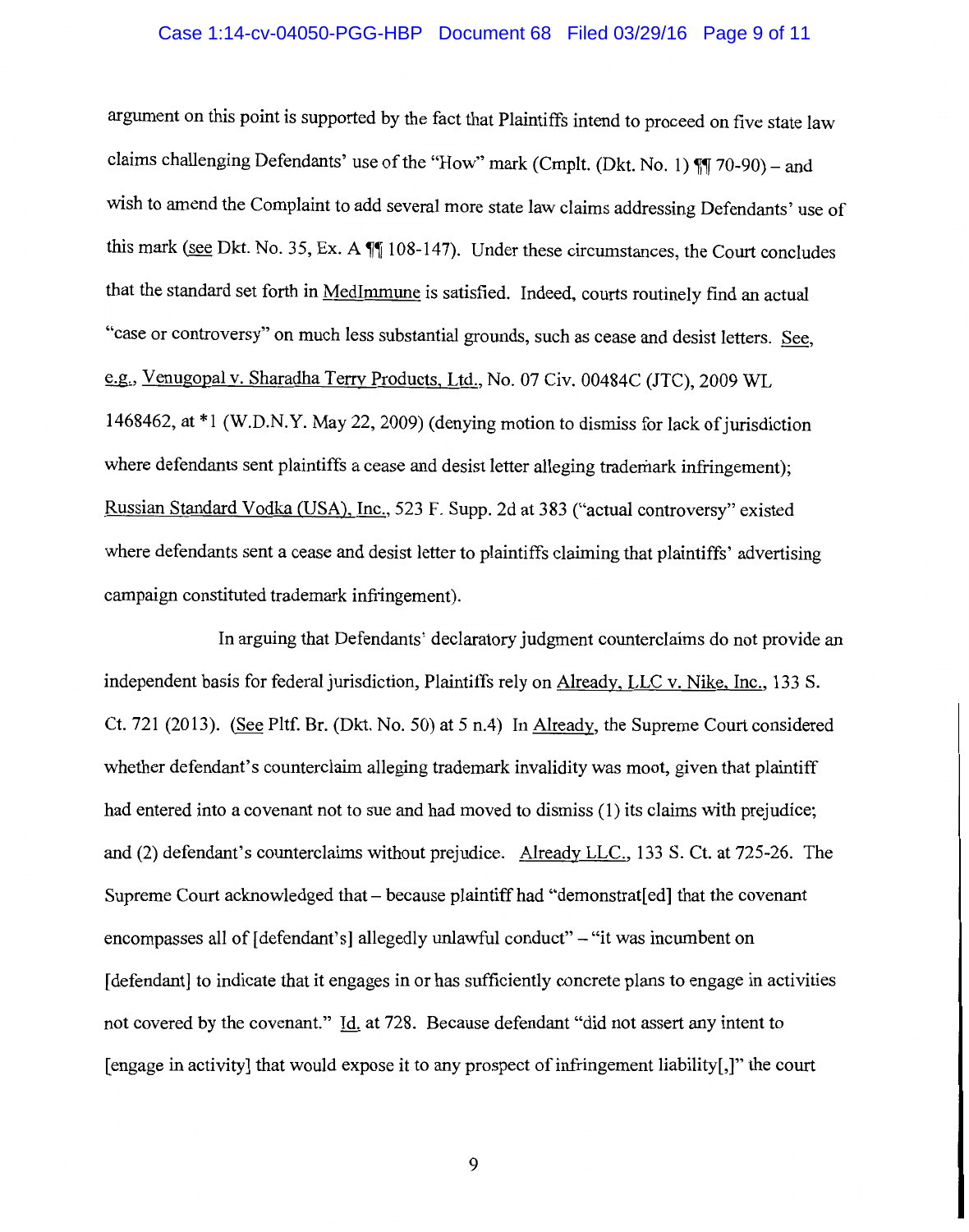argument on this point is supported by the fact that Plaintiffs intend to proceed on five state law claims challenging Defendants' use of the "How" mark (Cmplt. (Dkt. No. 1) ¶¶ 70-90) – and wish to amend the Complaint to add several more state law claims addressing Defendants' use of this mark (see Dkt. No. 35, Ex. A ¶¶ 108-147). Under these circumstances, the Court concludes that the standard set forth in MedImmune is satisfied. Indeed, courts routinely find an actual "case or controversy" on much less substantial grounds, such as cease and desist letters. See, e.g., Venugopal v. Sharadha Terry Products, Ltd., No. 07 Civ. 00484C (JTC), 2009 WL 1468462, at *1 (W.D.N.Y. May 22, 2009) (denying motion to dismiss for lack of jurisdiction where defendants sent plaintiffs a cease and desist letter alleging trademark infringement); Russian Standard Vodka (USA), Inc., 523 F. Supp. 2d at 383 ("actual controversy" existed where defendants sent a cease and desist letter to plaintiffs claiming that plaintiffs' advertising campaign constituted trademark infringement).

In arguing that Defendants' declaratory judgment counterclaims do not provide an independent basis for federal jurisdiction, Plaintiffs rely on Already, LLC v. Nike, Inc., 133 S. Ct. 721 (2013). (See Pltf. Br. (Dkt. No. 50) at 5 n.4) In Already, the Supreme Court considered whether defendant's counterclaim alleging trademark invalidity was moot, given that plaintiff had entered into a covenant not to sue and had moved to dismiss (1) its claims with prejudice; and (2) defendant's counterclaims without prejudice. Already LLC., 133 S. Ct. at 725-26. The Supreme Court acknowledged that – because plaintiff had "demonstrat[ed] that the covenant encompasses all of [defendant's] allegedly unlawful conduct" – "it was incumbent on [defendant] to indicate that it engages in or has sufficiently concrete plans to engage in activities not covered by the covenant." Id. at 728. Because defendant "did not assert any intent to [engage in activity] that would expose it to any prospect of infringement liability[,]" the court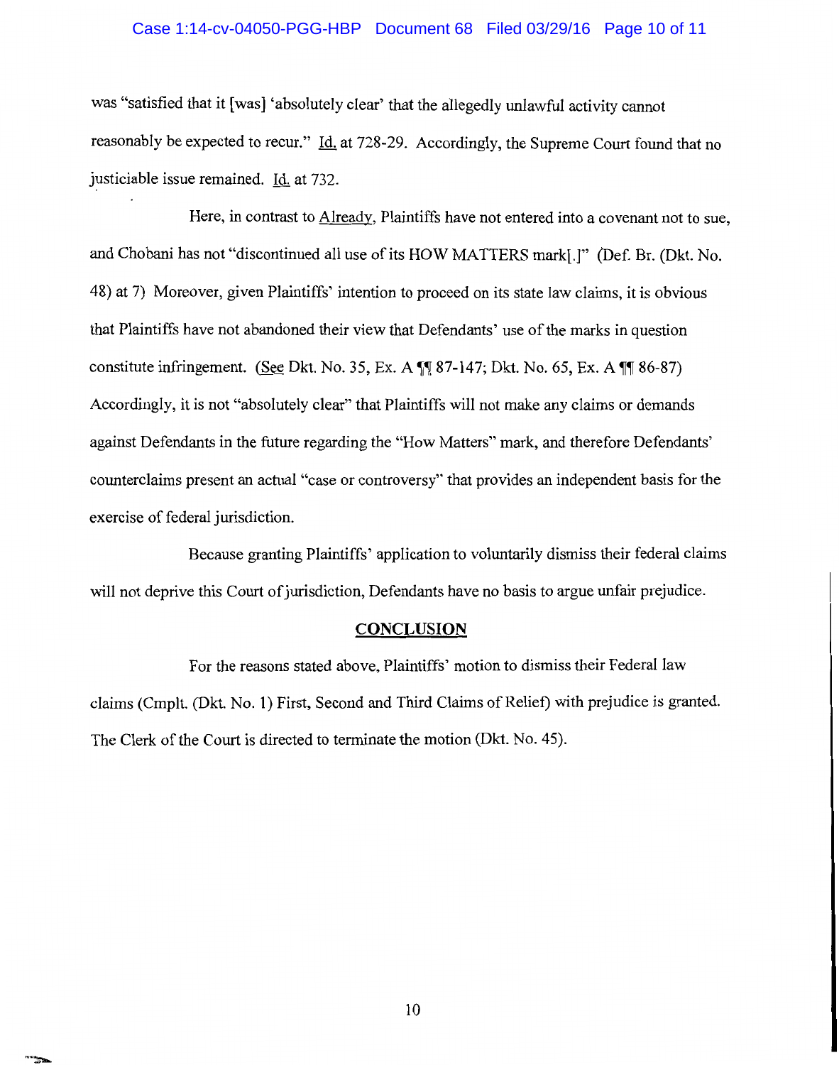was "satisfied that it [was] 'absolutely clear' that the allegedly unlawful activity cannot reasonably be expected to recur." Id. at 728-29. Accordingly, the Supreme Court found that no justiciable issue remained. Id. at 732.

Here, in contrast to Already, Plaintiffs have not entered into a covenant not to sue, and Chobani has not "discontinued all use of its HOW MATTERS mark[.]" (Def. Br. (Dkt. No. 48) at 7) Moreover, given Plaintiffs' intention to proceed on its state law claims, it is obvious that Plaintiffs have not abandoned their view that Defendants' use of the marks in question constitute infringement. (See Dkt. No. 35, Ex. A ¶¶ 87-147; Dkt. No. 65, Ex. A ¶¶ 86-87) Accordingly, it is not "absolutely clear" that Plaintiffs will not make any claims or demands against Defendants in the future regarding the "How Matters" mark, and therefore Defendants' counterclaims present an actual "case or controversy" that provides an independent basis for the exercise of federal jurisdiction.

Because granting Plaintiffs' application to voluntarily dismiss their federal claims will not deprive this Court of jurisdiction, Defendants have no basis to argue unfair prejudice.

## CONCLUSION

For the reasons stated above, Plaintiffs' motion to dismiss their Federal law claims (Cmplt. (Dkt. No. 1) First, Second and Third Claims of Relief) with prejudice is granted. The Clerk of the Court is directed to terminate the motion (Dkt. No. 45).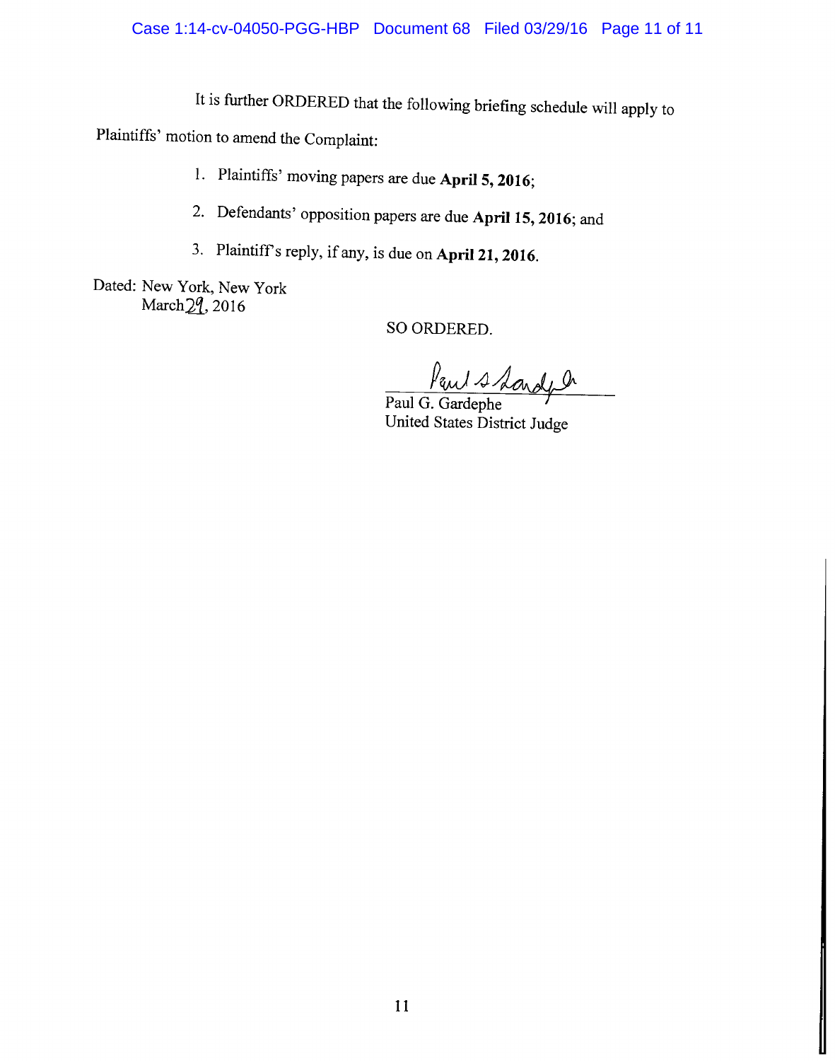It is further ORDERED that the following briefing schedule will apply to Plaintiffs' motion to amend the Complaint:

1. Plaintiffs' moving papers are due **April 5, 2016**;
2. Defendants' opposition papers are due **April 15, 2016**; and
3. Plaintiff's reply, if any, is due on **April 21, 2016.**

Dated: New York, New York
March 29, 2016

SO ORDERED.

Paul G. Gardephe
United States District Judge